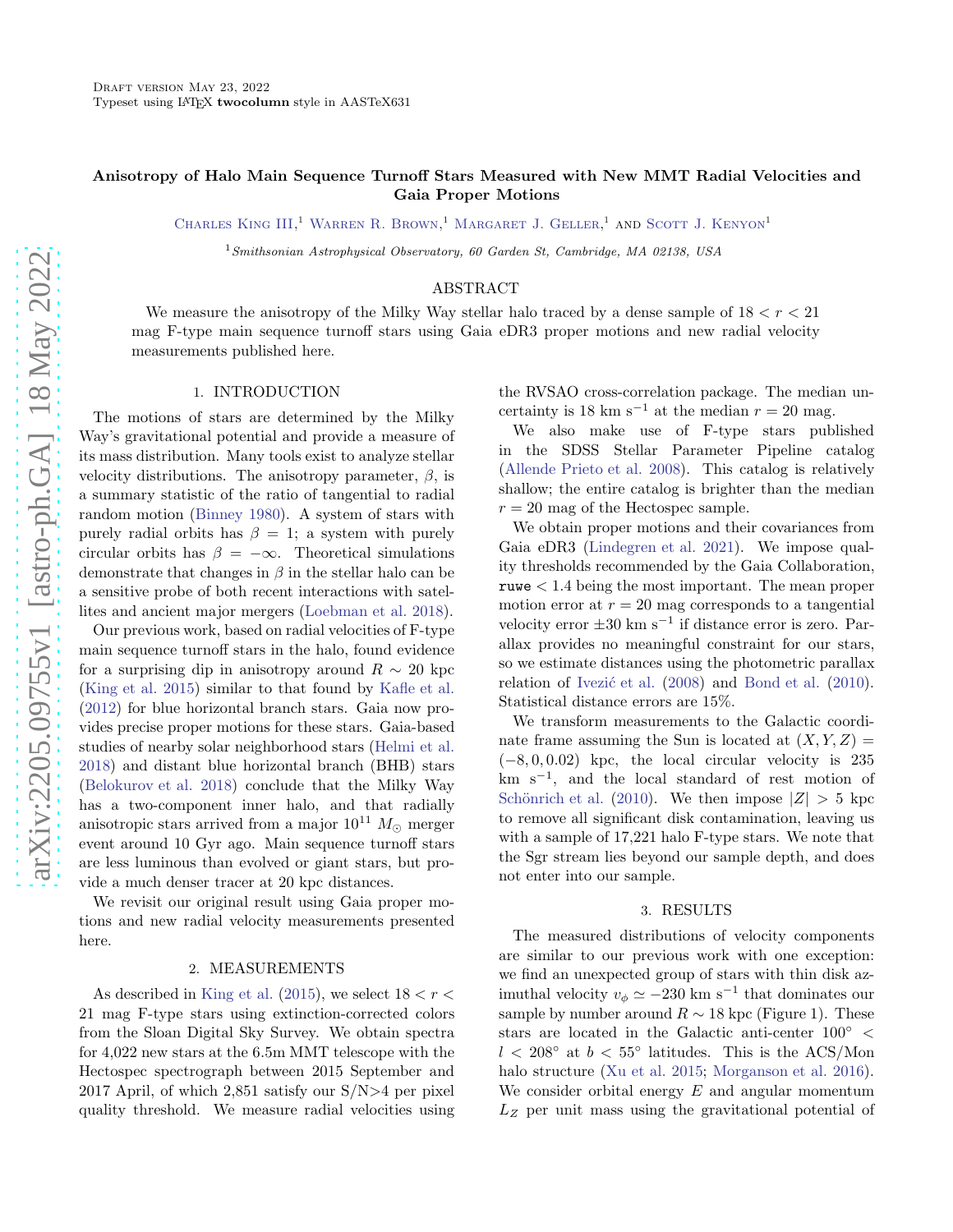Draft version May 23, 2022
Typeset using LaTeX **twocolumn** style in AASTeX631

# Anisotropy of Halo Main Sequence Turnoff Stars Measured with New MMT Radial Velocities and Gaia Proper Motions

Charles King III,[1] Warren R. Brown,[1] Margaret J. Geller,[1] and Scott J. Kenyon[1]

[1] *Smithsonian Astrophysical Observatory, 60 Garden St, Cambridge, MA 02138, USA*

## ABSTRACT

We measure the anisotropy of the Milky Way stellar halo traced by a dense sample of $18 < r < 21$ mag F-type main sequence turnoff stars using Gaia eDR3 proper motions and new radial velocity measurements published here.

## 1. INTRODUCTION

The motions of stars are determined by the Milky Way's gravitational potential and provide a measure of its mass distribution. Many tools exist to analyze stellar velocity distributions. The anisotropy parameter, $\beta$, is a summary statistic of the ratio of tangential to radial random motion (Binney 1980). A system of stars with purely radial orbits has $\beta = 1$; a system with purely circular orbits has $\beta = -\infty$. Theoretical simulations demonstrate that changes in $\beta$ in the stellar halo can be a sensitive probe of both recent interactions with satellites and ancient major mergers (Loebman et al. 2018).

Our previous work, based on radial velocities of F-type main sequence turnoff stars in the halo, found evidence for a surprising dip in anisotropy around $R \sim 20$ kpc (King et al. 2015) similar to that found by Kafle et al. (2012) for blue horizontal branch stars. Gaia now provides precise proper motions for these stars. Gaia-based studies of nearby solar neighborhood stars (Helmi et al. 2018) and distant blue horizontal branch (BHB) stars (Belokurov et al. 2018) conclude that the Milky Way has a two-component inner halo, and that radially anisotropic stars arrived from a major $10^{11}$ $M_\odot$ merger event around 10 Gyr ago. Main sequence turnoff stars are less luminous than evolved or giant stars, but provide a much denser tracer at 20 kpc distances.

We revisit our original result using Gaia proper motions and new radial velocity measurements presented here.

## 2. MEASUREMENTS

As described in King et al. (2015), we select $18 < r < 21$ mag F-type stars using extinction-corrected colors from the Sloan Digital Sky Survey. We obtain spectra for 4,022 new stars at the 6.5m MMT telescope with the Hectospec spectrograph between 2015 September and 2017 April, of which 2,851 satisfy our S/N>4 per pixel quality threshold. We measure radial velocities using the RVSAO cross-correlation package. The median uncertainty is 18 km s$^{-1}$ at the median $r = 20$ mag.

We also make use of F-type stars published in the SDSS Stellar Parameter Pipeline catalog (Allende Prieto et al. 2008). This catalog is relatively shallow; the entire catalog is brighter than the median $r = 20$ mag of the Hectospec sample.

We obtain proper motions and their covariances from Gaia eDR3 (Lindegren et al. 2021). We impose quality thresholds recommended by the Gaia Collaboration, `ruwe` $< 1.4$ being the most important. The mean proper motion error at $r = 20$ mag corresponds to a tangential velocity error $\pm 30$ km s$^{-1}$ if distance error is zero. Parallax provides no meaningful constraint for our stars, so we estimate distances using the photometric parallax relation of Ivezić et al. (2008) and Bond et al. (2010). Statistical distance errors are 15%.

We transform measurements to the Galactic coordinate frame assuming the Sun is located at $(X, Y, Z) = (-8, 0, 0.02)$ kpc, the local circular velocity is 235 km s$^{-1}$, and the local standard of rest motion of Schönrich et al. (2010). We then impose $|Z| > 5$ kpc to remove all significant disk contamination, leaving us with a sample of 17,221 halo F-type stars. We note that the Sgr stream lies beyond our sample depth, and does not enter into our sample.

## 3. RESULTS

The measured distributions of velocity components are similar to our previous work with one exception: we find an unexpected group of stars with thin disk azimuthal velocity $v_\phi \simeq -230$ km s$^{-1}$ that dominates our sample by number around $R \sim 18$ kpc (Figure 1). These stars are located in the Galactic anti-center $100° < l < 208°$ at $b < 55°$ latitudes. This is the ACS/Mon halo structure (Xu et al. 2015; Morganson et al. 2016). We consider orbital energy $E$ and angular momentum $L_Z$ per unit mass using the gravitational potential of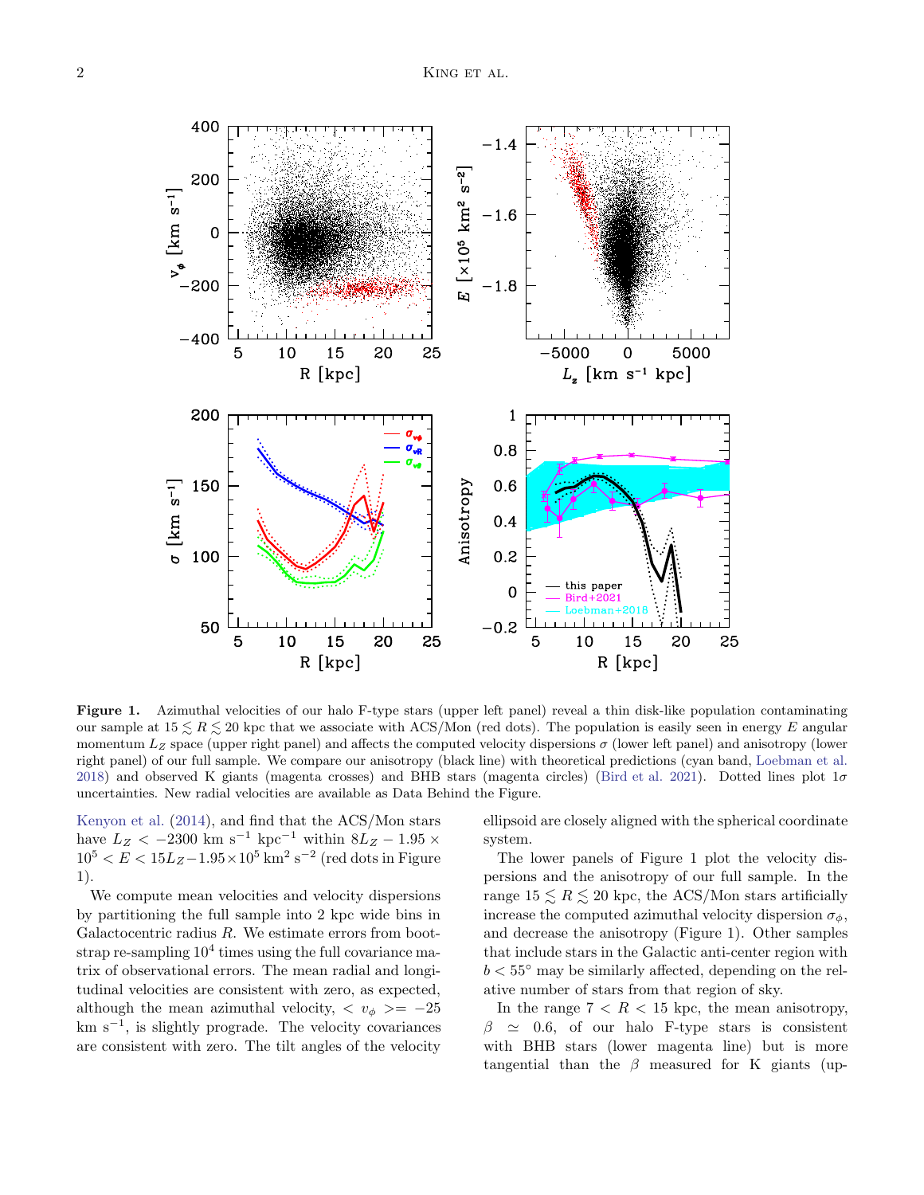**Figure 1.** Azimuthal velocities of our halo F-type stars (upper left panel) reveal a thin disk-like population contaminating our sample at $15 \lesssim R \lesssim 20$ kpc that we associate with ACS/Mon (red dots). The population is easily seen in energy $E$ angular momentum $L_Z$ space (upper right panel) and affects the computed velocity dispersions $\sigma$ (lower left panel) and anisotropy (lower right panel) of our full sample. We compare our anisotropy (black line) with theoretical predictions (cyan band, Loebman et al. 2018) and observed K giants (magenta crosses) and BHB stars (magenta circles) (Bird et al. 2021). Dotted lines plot $1\sigma$ uncertainties. New radial velocities are available as Data Behind the Figure.

Kenyon et al. (2014), and find that the ACS/Mon stars have $L_Z < -2300$ km s$^{-1}$ kpc$^{-1}$ within $8L_Z - 1.95 \times 10^5 < E < 15L_Z - 1.95 \times 10^5$ km$^2$ s$^{-2}$ (red dots in Figure 1).

We compute mean velocities and velocity dispersions by partitioning the full sample into 2 kpc wide bins in Galactocentric radius $R$. We estimate errors from bootstrap re-sampling $10^4$ times using the full covariance matrix of observational errors. The mean radial and longitudinal velocities are consistent with zero, as expected, although the mean azimuthal velocity, $< v_\phi >= -25$ km s$^{-1}$, is slightly prograde. The velocity covariances are consistent with zero. The tilt angles of the velocity ellipsoid are closely aligned with the spherical coordinate system.

The lower panels of Figure 1 plot the velocity dispersions and the anisotropy of our full sample. In the range $15 \lesssim R \lesssim 20$ kpc, the ACS/Mon stars artificially increase the computed azimuthal velocity dispersion $\sigma_\phi$, and decrease the anisotropy (Figure 1). Other samples that include stars in the Galactic anti-center region with $b < 55°$ may be similarly affected, depending on the relative number of stars from that region of sky.

In the range $7 < R < 15$ kpc, the mean anisotropy, $\beta \simeq 0.6$, of our halo F-type stars is consistent with BHB stars (lower magenta line) but is more tangential than the $\beta$ measured for K giants (up-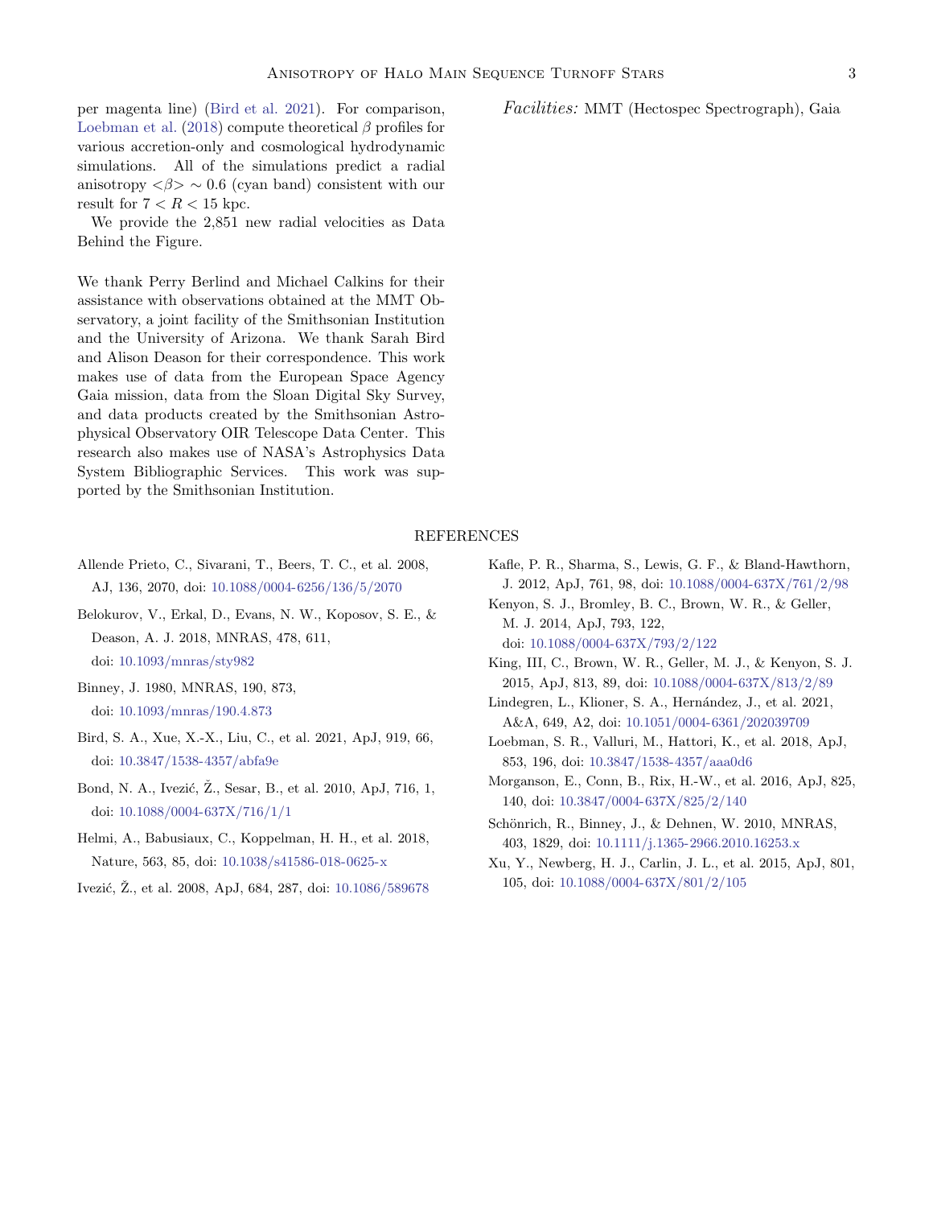per magenta line) (Bird et al. 2021). For comparison, Loebman et al. (2018) compute theoretical $\beta$ profiles for various accretion-only and cosmological hydrodynamic simulations. All of the simulations predict a radial anisotropy $<\beta> \sim 0.6$ (cyan band) consistent with our result for $7 < R < 15$ kpc.

We provide the 2,851 new radial velocities as Data Behind the Figure.

We thank Perry Berlind and Michael Calkins for their assistance with observations obtained at the MMT Observatory, a joint facility of the Smithsonian Institution and the University of Arizona. We thank Sarah Bird and Alison Deason for their correspondence. This work makes use of data from the European Space Agency Gaia mission, data from the Sloan Digital Sky Survey, and data products created by the Smithsonian Astrophysical Observatory OIR Telescope Data Center. This research also makes use of NASA's Astrophysics Data System Bibliographic Services. This work was supported by the Smithsonian Institution.

*Facilities:* MMT (Hectospec Spectrograph), Gaia

## REFERENCES

Allende Prieto, C., Sivarani, T., Beers, T. C., et al. 2008, AJ, 136, 2070, doi: 10.1088/0004-6256/136/5/2070

Belokurov, V., Erkal, D., Evans, N. W., Koposov, S. E., & Deason, A. J. 2018, MNRAS, 478, 611, doi: 10.1093/mnras/sty982

Binney, J. 1980, MNRAS, 190, 873, doi: 10.1093/mnras/190.4.873

Bird, S. A., Xue, X.-X., Liu, C., et al. 2021, ApJ, 919, 66, doi: 10.3847/1538-4357/abfa9e

Bond, N. A., Ivezić, Ž., Sesar, B., et al. 2010, ApJ, 716, 1, doi: 10.1088/0004-637X/716/1/1

Helmi, A., Babusiaux, C., Koppelman, H. H., et al. 2018, Nature, 563, 85, doi: 10.1038/s41586-018-0625-x

Ivezić, Ž., et al. 2008, ApJ, 684, 287, doi: 10.1086/589678

Kafle, P. R., Sharma, S., Lewis, G. F., & Bland-Hawthorn, J. 2012, ApJ, 761, 98, doi: 10.1088/0004-637X/761/2/98

Kenyon, S. J., Bromley, B. C., Brown, W. R., & Geller, M. J. 2014, ApJ, 793, 122, doi: 10.1088/0004-637X/793/2/122

King, III, C., Brown, W. R., Geller, M. J., & Kenyon, S. J. 2015, ApJ, 813, 89, doi: 10.1088/0004-637X/813/2/89

Lindegren, L., Klioner, S. A., Hernández, J., et al. 2021, A&A, 649, A2, doi: 10.1051/0004-6361/202039709

Loebman, S. R., Valluri, M., Hattori, K., et al. 2018, ApJ, 853, 196, doi: 10.3847/1538-4357/aaa0d6

Morganson, E., Conn, B., Rix, H.-W., et al. 2016, ApJ, 825, 140, doi: 10.3847/0004-637X/825/2/140

Schönrich, R., Binney, J., & Dehnen, W. 2010, MNRAS, 403, 1829, doi: 10.1111/j.1365-2966.2010.16253.x

Xu, Y., Newberg, H. J., Carlin, J. L., et al. 2015, ApJ, 801, 105, doi: 10.1088/0004-637X/801/2/105